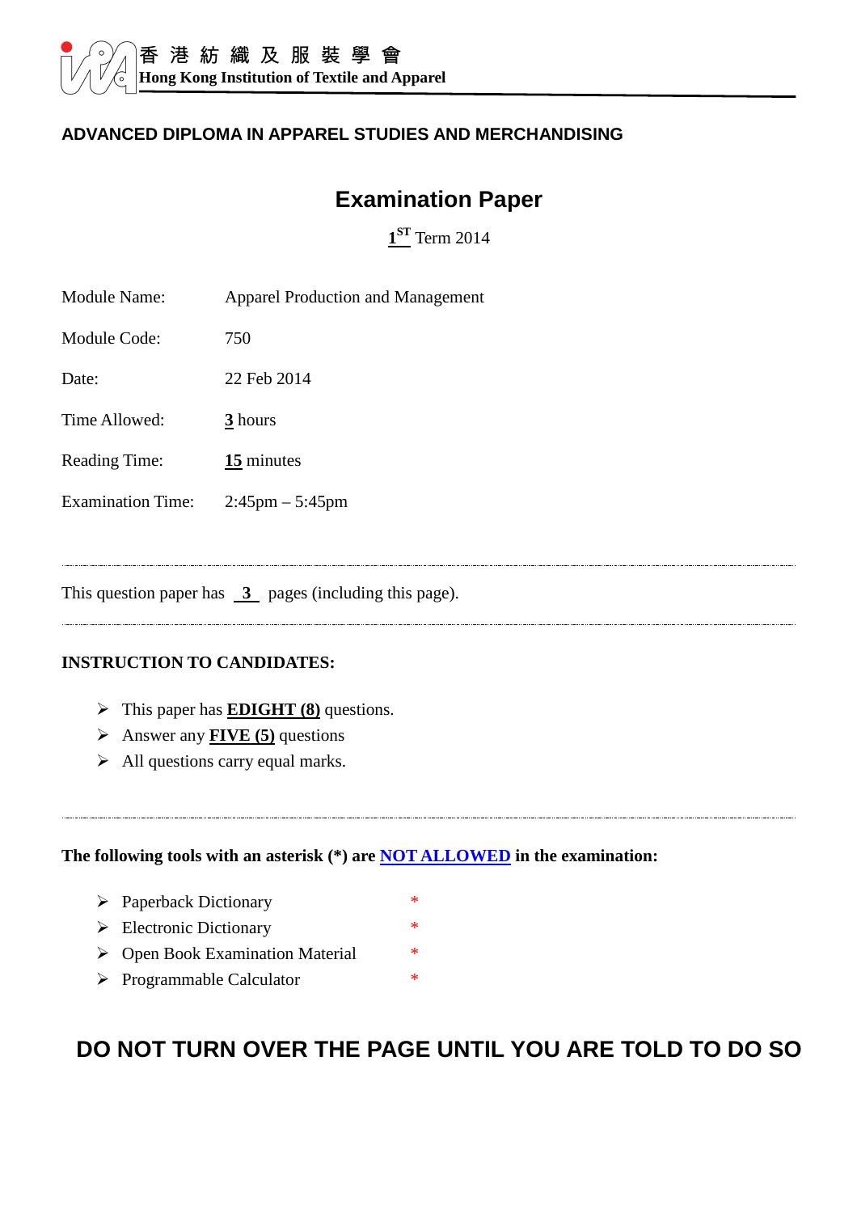香 港 紡 織 及 服 裝 學 會
**Hong Kong Institution of Textile and Apparel**

## ADVANCED DIPLOMA IN APPAREL STUDIES AND MERCHANDISING

# Examination Paper

**1ST** Term 2014

| | |
|---|---|
| Module Name: | Apparel Production and Management |
| Module Code: | 750 |
| Date: | 22 Feb 2014 |
| Time Allowed: | **3** hours |
| Reading Time: | **15** minutes |
| Examination Time: | 2:45pm – 5:45pm |

---

This question paper has **3** pages (including this page).

---

**INSTRUCTION TO CANDIDATES:**

- This paper has **EDIGHT (8)** questions.
- Answer any **FIVE (5)** questions
- All questions carry equal marks.

---

**The following tools with an asterisk (*) are NOT ALLOWED in the examination:**

- Paperback Dictionary *
- Electronic Dictionary *
- Open Book Examination Material *
- Programmable Calculator *

## DO NOT TURN OVER THE PAGE UNTIL YOU ARE TOLD TO DO SO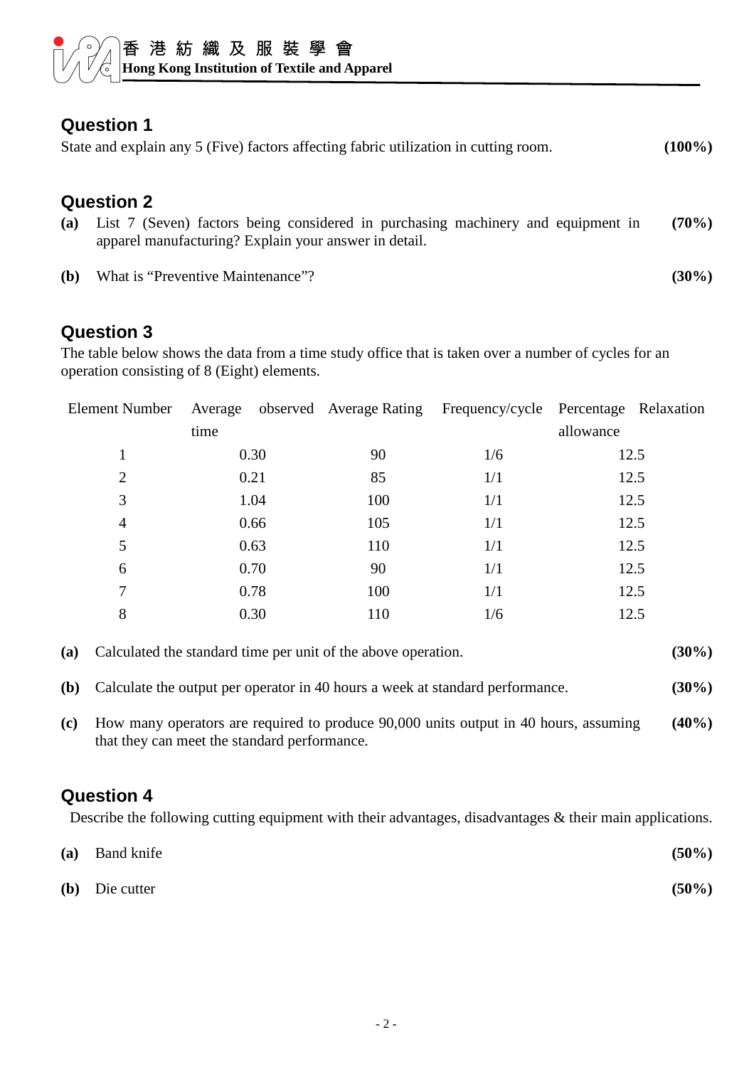## Question 1

State and explain any 5 (Five) factors affecting fabric utilization in cutting room. **(100%)**

## Question 2

**(a)** List 7 (Seven) factors being considered in purchasing machinery and equipment in apparel manufacturing? Explain your answer in detail. **(70%)**

**(b)** What is "Preventive Maintenance"? **(30%)**

## Question 3

The table below shows the data from a time study office that is taken over a number of cycles for an operation consisting of 8 (Eight) elements.

| Element Number | Average observed time | Average Rating | Frequency/cycle | Percentage Relaxation allowance |
|---|---|---|---|---|
| 1 | 0.30 | 90 | 1/6 | 12.5 |
| 2 | 0.21 | 85 | 1/1 | 12.5 |
| 3 | 1.04 | 100 | 1/1 | 12.5 |
| 4 | 0.66 | 105 | 1/1 | 12.5 |
| 5 | 0.63 | 110 | 1/1 | 12.5 |
| 6 | 0.70 | 90 | 1/1 | 12.5 |
| 7 | 0.78 | 100 | 1/1 | 12.5 |
| 8 | 0.30 | 110 | 1/6 | 12.5 |

**(a)** Calculated the standard time per unit of the above operation. **(30%)**

**(b)** Calculate the output per operator in 40 hours a week at standard performance. **(30%)**

**(c)** How many operators are required to produce 90,000 units output in 40 hours, assuming that they can meet the standard performance. **(40%)**

## Question 4

Describe the following cutting equipment with their advantages, disadvantages & their main applications.

**(a)** Band knife **(50%)**

**(b)** Die cutter **(50%)**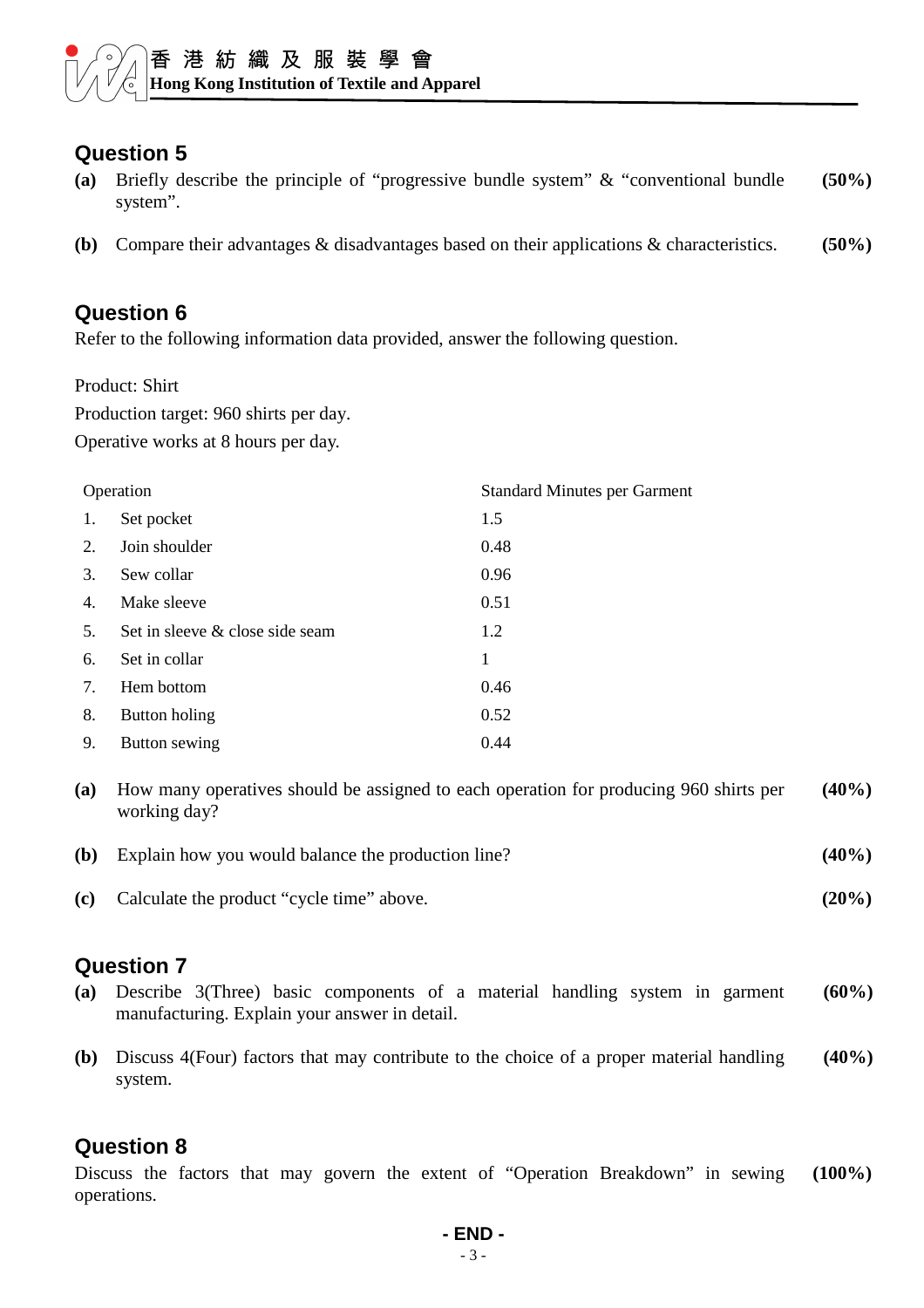## Question 5

**(a)** Briefly describe the principle of "progressive bundle system" & "conventional bundle system". **(50%)**

**(b)** Compare their advantages & disadvantages based on their applications & characteristics. **(50%)**

## Question 6

Refer to the following information data provided, answer the following question.

Product: Shirt

Production target: 960 shirts per day.

Operative works at 8 hours per day.

| Operation | | Standard Minutes per Garment |
|---|---|---|
| 1. | Set pocket | 1.5 |
| 2. | Join shoulder | 0.48 |
| 3. | Sew collar | 0.96 |
| 4. | Make sleeve | 0.51 |
| 5. | Set in sleeve & close side seam | 1.2 |
| 6. | Set in collar | 1 |
| 7. | Hem bottom | 0.46 |
| 8. | Button holing | 0.52 |
| 9. | Button sewing | 0.44 |

**(a)** How many operatives should be assigned to each operation for producing 960 shirts per working day? **(40%)**

**(b)** Explain how you would balance the production line? **(40%)**

**(c)** Calculate the product "cycle time" above. **(20%)**

## Question 7

**(a)** Describe 3(Three) basic components of a material handling system in garment manufacturing. Explain your answer in detail. **(60%)**

**(b)** Discuss 4(Four) factors that may contribute to the choice of a proper material handling system. **(40%)**

## Question 8

Discuss the factors that may govern the extent of "Operation Breakdown" in sewing operations. **(100%)**

**- END -**